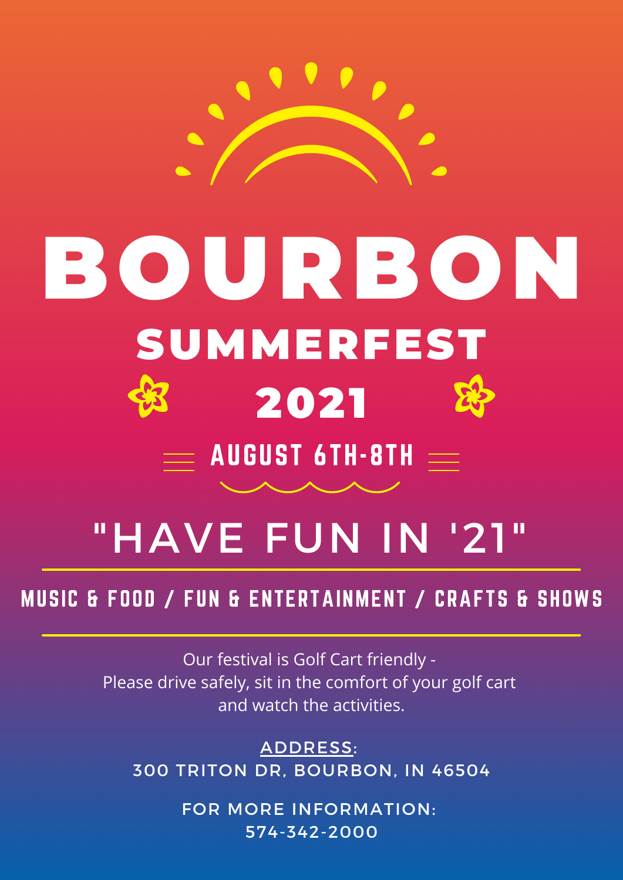# BOURBON

## SUMMERFEST

## 2021

### AUGUST 6TH-8TH

## "HAVE FUN IN '21"

**MUSIC & FOOD / FUN & ENTERTAINMENT / CRAFTS & SHOWS**

Our festival is Golf Cart friendly -
Please drive safely, sit in the comfort of your golf cart
and watch the activities.

ADDRESS:
300 TRITON DR, BOURBON, IN 46504

FOR MORE INFORMATION:
574-342-2000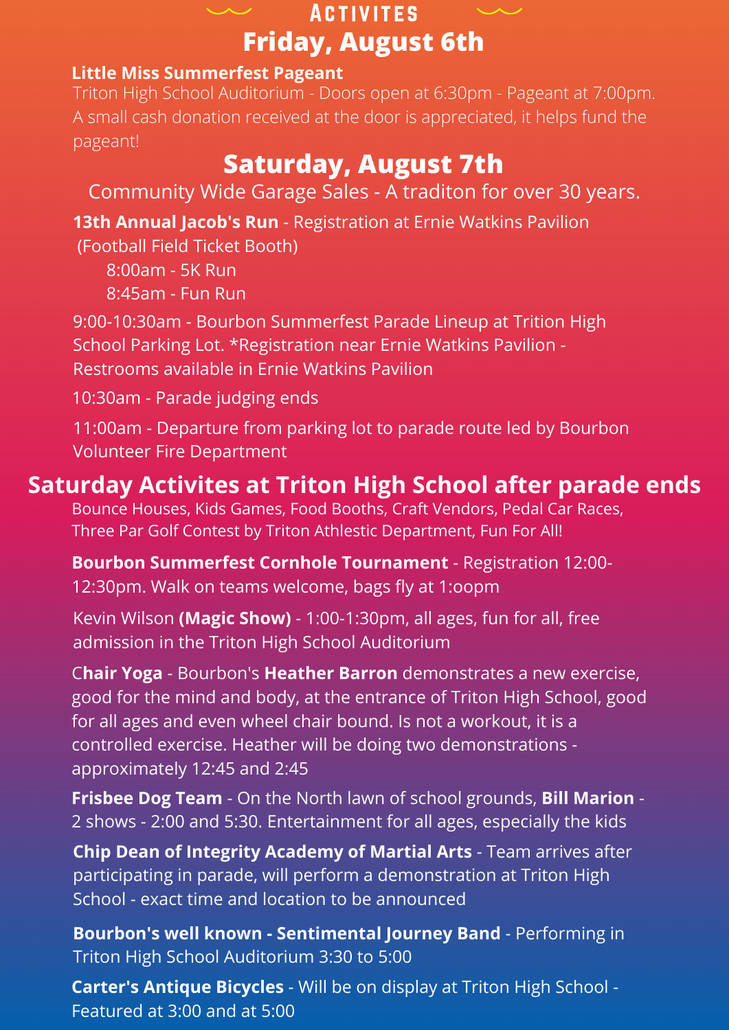# Activites

## Friday, August 6th

**Little Miss Summerfest Pageant**
Triton High School Auditorium - Doors open at 6:30pm - Pageant at 7:00pm. A small cash donation received at the door is appreciated, it helps fund the pageant!

## Saturday, August 7th

Community Wide Garage Sales - A traditon for over 30 years.

**13th Annual Jacob's Run** - Registration at Ernie Watkins Pavilion (Football Field Ticket Booth)
- 8:00am - 5K Run
- 8:45am - Fun Run

9:00-10:30am - Bourbon Summerfest Parade Lineup at Trition High School Parking Lot. *Registration near Ernie Watkins Pavilion - Restrooms available in Ernie Watkins Pavilion

10:30am - Parade judging ends

11:00am - Departure from parking lot to parade route led by Bourbon Volunteer Fire Department

## Saturday Activites at Triton High School after parade ends

Bounce Houses, Kids Games, Food Booths, Craft Vendors, Pedal Car Races, Three Par Golf Contest by Triton Athletic Department, Fun For All!

**Bourbon Summerfest Cornhole Tournament** - Registration 12:00-12:30pm. Walk on teams welcome, bags fly at 1:oopm

Kevin Wilson **(Magic Show)** - 1:00-1:30pm, all ages, fun for all, free admission in the Triton High School Auditorium

C**hair Yoga** - Bourbon's **Heather Barron** demonstrates a new exercise, good for the mind and body, at the entrance of Triton High School, good for all ages and even wheel chair bound. Is not a workout, it is a controlled exercise. Heather will be doing two demonstrations - approximately 12:45 and 2:45

**Frisbee Dog Team** - On the North lawn of school grounds, **Bill Marion** - 2 shows - 2:00 and 5:30. Entertainment for all ages, especially the kids

**Chip Dean of Integrity Academy of Martial Arts** - Team arrives after participating in parade, will perform a demonstration at Triton High School - exact time and location to be announced

**Bourbon's well known - Sentimental Journey Band** - Performing in Triton High School Auditorium 3:30 to 5:00

**Carter's Antique Bicycles** - Will be on display at Triton High School - Featured at 3:00 and at 5:00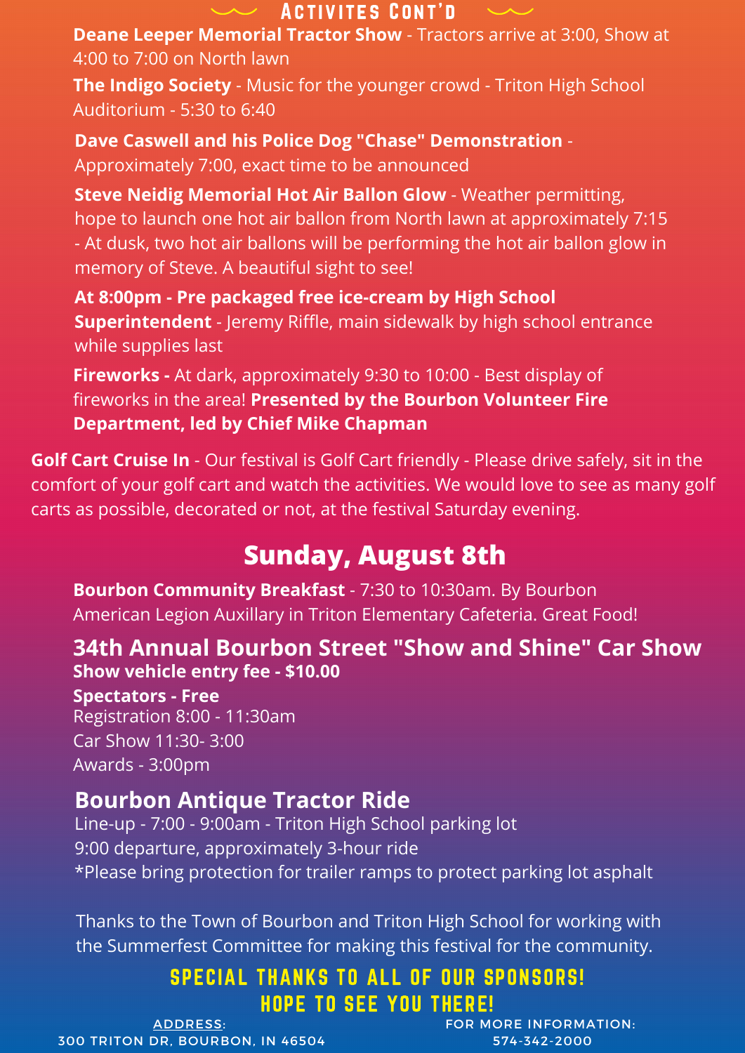## Activites Cont'd

**Deane Leeper Memorial Tractor Show** - Tractors arrive at 3:00, Show at 4:00 to 7:00 on North lawn

**The Indigo Society** - Music for the younger crowd - Triton High School Auditorium - 5:30 to 6:40

**Dave Caswell and his Police Dog "Chase" Demonstration** - Approximately 7:00, exact time to be announced

**Steve Neidig Memorial Hot Air Ballon Glow** - Weather permitting, hope to launch one hot air ballon from North lawn at approximately 7:15 - At dusk, two hot air ballons will be performing the hot air ballon glow in memory of Steve. A beautiful sight to see!

**At 8:00pm - Pre packaged free ice-cream by High School Superintendent** - Jeremy Riffle, main sidewalk by high school entrance while supplies last

**Fireworks -** At dark, approximately 9:30 to 10:00 - Best display of fireworks in the area! **Presented by the Bourbon Volunteer Fire Department, led by Chief Mike Chapman**

**Golf Cart Cruise In** - Our festival is Golf Cart friendly - Please drive safely, sit in the comfort of your golf cart and watch the activities. We would love to see as many golf carts as possible, decorated or not, at the festival Saturday evening.

# Sunday, August 8th

**Bourbon Community Breakfast** - 7:30 to 10:30am. By Bourbon American Legion Auxillary in Triton Elementary Cafeteria. Great Food!

### 34th Annual Bourbon Street "Show and Shine" Car Show

**Show vehicle entry fee - $10.00**

**Spectators - Free**

Registration 8:00 - 11:30am
Car Show 11:30- 3:00
Awards - 3:00pm

### Bourbon Antique Tractor Ride

Line-up - 7:00 - 9:00am - Triton High School parking lot
9:00 departure, approximately 3-hour ride
*Please bring protection for trailer ramps to protect parking lot asphalt

Thanks to the Town of Bourbon and Triton High School for working with the Summerfest Committee for making this festival for the community.

**SPECIAL THANKS TO ALL OF OUR SPONSORS!**
**HOPE TO SEE YOU THERE!**

ADDRESS: 300 TRITON DR, BOURBON, IN 46504

FOR MORE INFORMATION: 574-342-2000